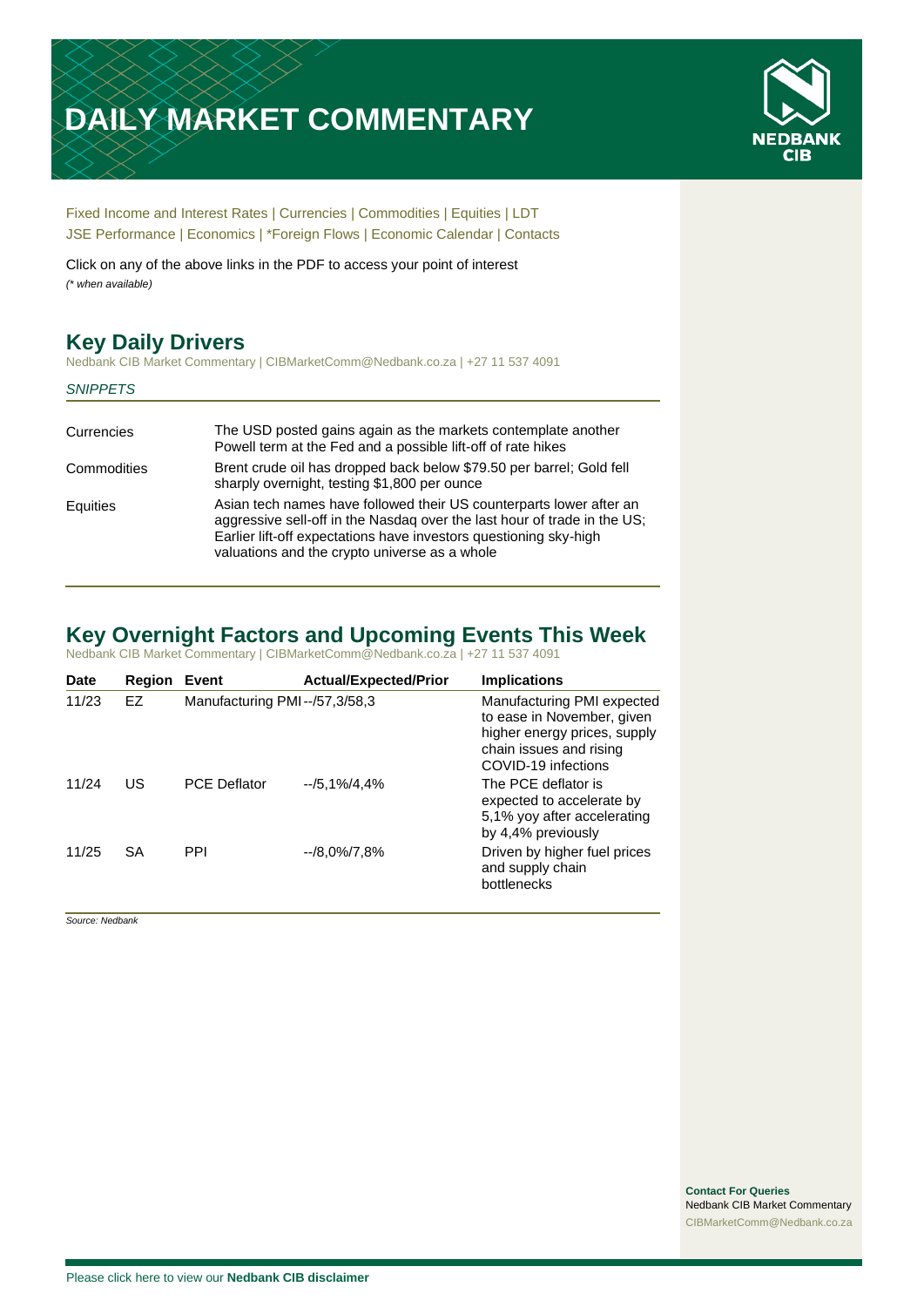# DAILY MARKET COMMENTARY

NEDBANK CIB

Fixed Income and Interest Rates | Currencies | Commodities | Equities | LDT
JSE Performance | Economics | *Foreign Flows | Economic Calendar | Contacts

Click on any of the above links in the PDF to access your point of interest
*(* when available)*

## Key Daily Drivers

Nedbank CIB Market Commentary | CIBMarketComm@Nedbank.co.za | +27 11 537 4091

*SNIPPETS*

| | |
|---|---|
| Currencies | The USD posted gains again as the markets contemplate another Powell term at the Fed and a possible lift-off of rate hikes |
| Commodities | Brent crude oil has dropped back below $79.50 per barrel; Gold fell sharply overnight, testing $1,800 per ounce |
| Equities | Asian tech names have followed their US counterparts lower after an aggressive sell-off in the Nasdaq over the last hour of trade in the US; Earlier lift-off expectations have investors questioning sky-high valuations and the crypto universe as a whole |

## Key Overnight Factors and Upcoming Events This Week

Nedbank CIB Market Commentary | CIBMarketComm@Nedbank.co.za | +27 11 537 4091

| Date | Region | Event | Actual/Expected/Prior | Implications |
|---|---|---|---|---|
| 11/23 | EZ | Manufacturing PMI | --/57,3/58,3 | Manufacturing PMI expected to ease in November, given higher energy prices, supply chain issues and rising COVID-19 infections |
| 11/24 | US | PCE Deflator | --/5,1%/4,4% | The PCE deflator is expected to accelerate by 5,1% yoy after accelerating by 4,4% previously |
| 11/25 | SA | PPI | --/8,0%/7,8% | Driven by higher fuel prices and supply chain bottlenecks |

*Source: Nedbank*

**Contact For Queries**
Nedbank CIB Market Commentary
CIBMarketComm@Nedbank.co.za

Please click here to view our **Nedbank CIB disclaimer**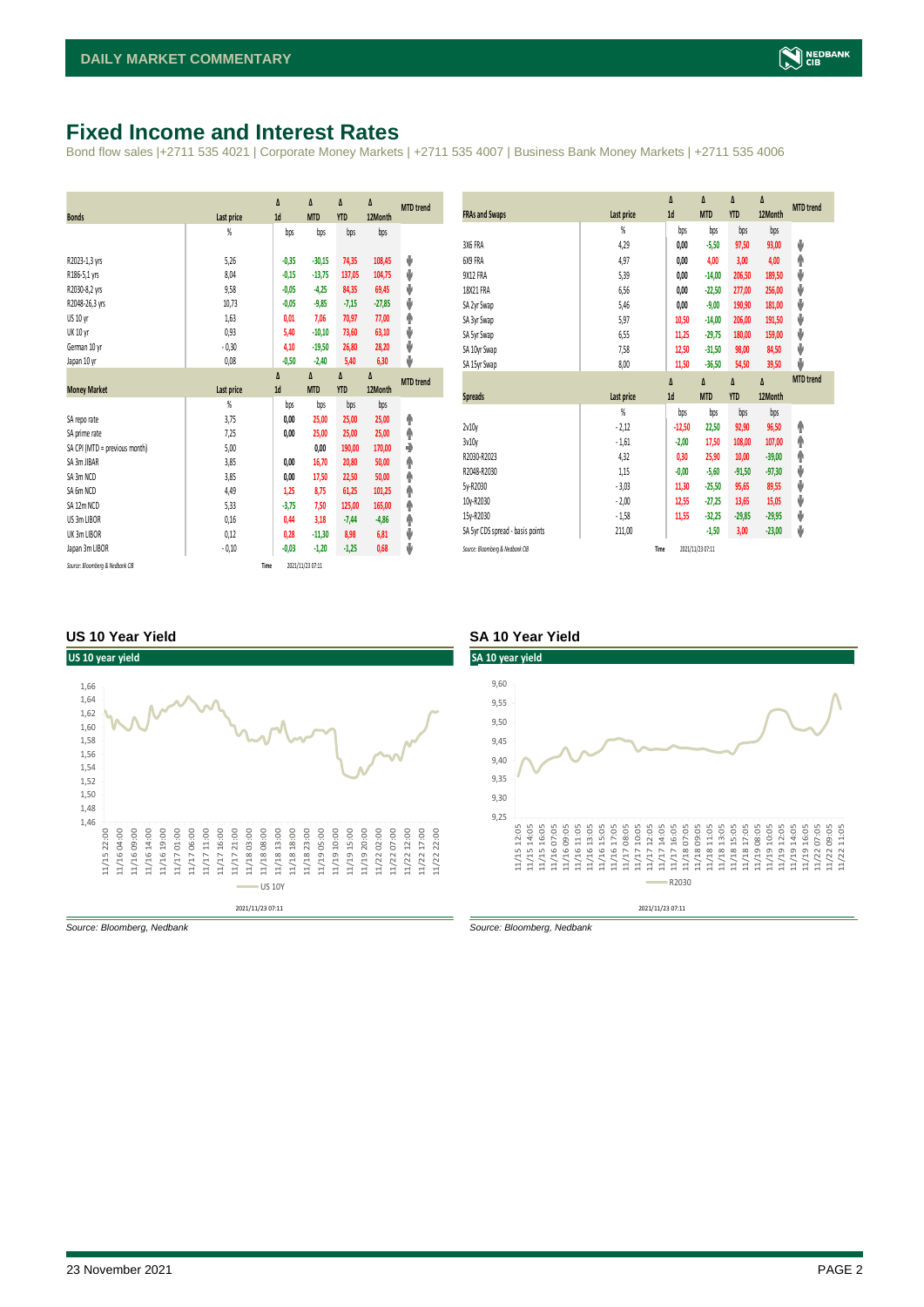# Fixed Income and Interest Rates

Bond flow sales |+2711 535 4021 | Corporate Money Markets | +2711 535 4007 | Business Bank Money Markets | +2711 535 4006

| Bonds | Last price | Δ 1d | Δ MTD | Δ YTD | Δ 12Month | MTD trend |
|---|---|---|---|---|---|---|
| | % | bps | bps | bps | bps | |
| R2023-1,3 yrs | 5,26 | -0,35 | -30,15 | 74,35 | 108,45 | ⬇ |
| R186-5,1 yrs | 8,04 | -0,15 | -13,75 | 137,05 | 104,75 | ⬇ |
| R2030-8,2 yrs | 9,58 | -0,05 | -4,25 | 84,35 | 69,45 | ⬇ |
| R2048-26,3 yrs | 10,73 | -0,05 | -9,85 | -7,15 | -27,85 | ⬇ |
| US 10 yr | 1,63 | 0,01 | 7,06 | 70,97 | 77,00 | ⬆ |
| UK 10 yr | 0,93 | 5,40 | -10,10 | 73,60 | 63,10 | ⬇ |
| German 10 yr | -0,30 | 4,10 | -19,50 | 26,80 | 28,20 | ⬇ |
| Japan 10 yr | 0,08 | -0,50 | -2,40 | 5,40 | 6,30 | ⬇ |

| Money Market | Last price | Δ 1d | Δ MTD | Δ YTD | Δ 12Month | MTD trend |
|---|---|---|---|---|---|---|
| | % | bps | bps | bps | bps | |
| SA repo rate | 3,75 | 0,00 | 25,00 | 25,00 | 25,00 | ⬆ |
| SA prime rate | 7,25 | 0,00 | 25,00 | 25,00 | 25,00 | ⬆ |
| SA CPI (MTD = previous month) | 5,00 | | 0,00 | 190,00 | 170,00 | ➡ |
| SA 3m JIBAR | 3,85 | 0,00 | 16,70 | 20,80 | 50,00 | ⬆ |
| SA 3m NCD | 3,85 | 0,00 | 17,50 | 22,50 | 50,00 | ⬆ |
| SA 6m NCD | 4,49 | 1,25 | 8,75 | 61,25 | 101,25 | ⬆ |
| SA 12m NCD | 5,33 | -3,75 | 7,50 | 125,00 | 165,00 | ⬆ |
| US 3m LIBOR | 0,16 | 0,44 | 3,18 | -7,44 | -4,86 | ⬆ |
| UK 3m LIBOR | 0,12 | 0,28 | -11,30 | 8,98 | 6,81 | ⬇ |
| Japan 3m LIBOR | -0,10 | -0,03 | -1,20 | -1,25 | 0,68 | ⬇ |

Source: Bloomberg & Nedbank CIB Time 2021/11/23 07:11

| FRAs and Swaps | Last price | Δ 1d | Δ MTD | Δ YTD | Δ 12Month | MTD trend |
|---|---|---|---|---|---|---|
| | % | bps | bps | bps | bps | |
| 3X6 FRA | 4,29 | 0,00 | -5,50 | 97,50 | 93,00 | ⬇ |
| 6X9 FRA | 4,97 | 0,00 | 4,00 | 3,00 | 4,00 | ⬆ |
| 9X12 FRA | 5,39 | 0,00 | -14,00 | 206,50 | 189,50 | ⬇ |
| 18X21 FRA | 6,56 | 0,00 | -22,50 | 277,00 | 256,00 | ⬇ |
| SA 2yr Swap | 5,46 | 0,00 | -9,00 | 190,90 | 181,00 | ⬇ |
| SA 3yr Swap | 5,97 | 10,50 | -14,00 | 206,00 | 191,50 | ⬇ |
| SA 5yr Swap | 6,55 | 11,25 | -29,75 | 180,00 | 159,00 | ⬇ |
| SA 10yr Swap | 7,58 | 12,50 | -31,50 | 98,00 | 84,50 | ⬇ |
| SA 15yr Swap | 8,00 | 11,50 | -36,50 | 54,50 | 39,50 | ⬇ |

| Spreads | Last price | Δ 1d | Δ MTD | Δ YTD | Δ 12Month | MTD trend |
|---|---|---|---|---|---|---|
| | % | bps | bps | bps | bps | |
| 2v10y | -2,12 | -12,50 | 22,50 | 92,90 | 96,50 | ⬆ |
| 3v10y | -1,61 | -2,00 | 17,50 | 108,00 | 107,00 | ⬆ |
| R2030-R2023 | 4,32 | 0,30 | 25,90 | 10,00 | -39,00 | ⬆ |
| R2048-R2030 | 1,15 | -0,00 | -5,60 | -91,50 | -97,30 | ⬇ |
| 5y-R2030 | -3,03 | 11,30 | -25,50 | 95,65 | 89,55 | ⬇ |
| 10y-R2030 | -2,00 | 12,55 | -27,25 | 13,65 | 15,05 | ⬇ |
| 15y-R2030 | -1,58 | 11,55 | -32,25 | -29,85 | -29,95 | ⬇ |
| SA 5yr CDS spread - basis points | 211,00 | | -1,50 | 3,00 | -23,00 | ⬇ |

Source: Bloomberg & Nedbank CIB Time 2021/11/23 07:11

## US 10 Year Yield

Source: Bloomberg, Nedbank

## SA 10 Year Yield

Source: Bloomberg, Nedbank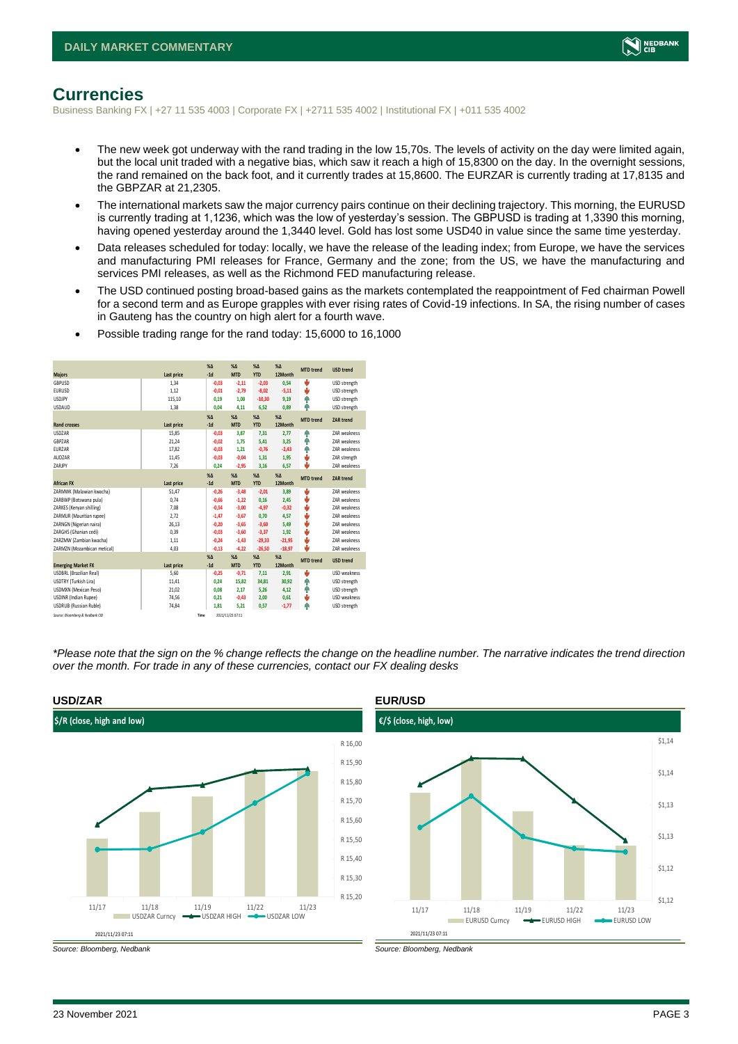# Currencies

Business Banking FX | +27 11 535 4003 | Corporate FX | +2711 535 4002 | Institutional FX | +011 535 4002

- The new week got underway with the rand trading in the low 15,70s. The levels of activity on the day were limited again, but the local unit traded with a negative bias, which saw it reach a high of 15,8300 on the day. In the overnight sessions, the rand remained on the back foot, and it currently trades at 15,8600. The EURZAR is currently trading at 17,8135 and the GBPZAR at 21,2305.
- The international markets saw the major currency pairs continue on their declining trajectory. This morning, the EURUSD is currently trading at 1,1236, which was the low of yesterday's session. The GBPUSD is trading at 1,3390 this morning, having opened yesterday around the 1,3440 level. Gold has lost some USD40 in value since the same time yesterday.
- Data releases scheduled for today: locally, we have the release of the leading index; from Europe, we have the services and manufacturing PMI releases for France, Germany and the zone; from the US, we have the manufacturing and services PMI releases, as well as the Richmond FED manufacturing release.
- The USD continued posting broad-based gains as the markets contemplated the reappointment of Fed chairman Powell for a second term and as Europe grapples with ever rising rates of Covid-19 infections. In SA, the rising number of cases in Gauteng has the country on high alert for a fourth wave.
- Possible trading range for the rand today: 15,6000 to 16,1000

| Majors | Last price | %Δ -1d | %Δ MTD | %Δ YTD | %Δ 12Month | MTD trend | USD trend |
|---|---|---|---|---|---|---|---|
| GBPUSD | 1,34 | -0,03 | -2,11 | -2,03 | 0,54 | ↓ | USD strength |
| EURUSD | 1,12 | -0,01 | -2,79 | -8,02 | -5,11 | ↓ | USD strength |
| USDJPY | 115,10 | 0,19 | 1,00 | -10,30 | 9,19 | ↑ | USD strength |
| USDAUD | 1,38 | 0,04 | 4,11 | 6,52 | 0,89 | ↑ | USD strength |
| **Rand crosses** | **Last price** | **%Δ -1d** | **%Δ MTD** | **%Δ YTD** | **%Δ 12Month** | **MTD trend** | **ZAR trend** |
| USDZAR | 15,85 | -0,03 | 3,87 | 7,31 | 2,77 | ↑ | ZAR weakness |
| GBPZAR | 21,24 | -0,02 | 1,75 | 5,41 | 3,25 | ↑ | ZAR weakness |
| EURZAR | 17,82 | -0,03 | 1,21 | -0,76 | -2,43 | ↑ | ZAR weakness |
| AUDZAR | 11,45 | -0,03 | -0,04 | 1,31 | 1,95 | ↓ | ZAR strength |
| ZARJPY | 7,26 | 0,24 | -2,95 | 3,16 | 6,57 | ↓ | ZAR weakness |
| **African FX** | **Last price** | **%Δ -1d** | **%Δ MTD** | **%Δ YTD** | **%Δ 12Month** | **MTD trend** | **ZAR trend** |
| ZARMWK (Malawian kwacha) | 51,47 | -0,26 | -3,48 | -2,01 | 3,89 | ↓ | ZAR weakness |
| ZARBWP (Botswana pula) | 0,74 | -0,66 | -1,22 | 0,16 | 2,45 | ↓ | ZAR weakness |
| ZARKES (Kenyan shilling) | 7,08 | -0,54 | -3,00 | -4,97 | -0,32 | ↓ | ZAR weakness |
| ZARMUR (Mauritian rupee) | 2,72 | -1,47 | -3,67 | 0,70 | 4,57 | ↓ | ZAR weakness |
| ZARNGN (Nigerian naira) | 26,13 | -0,20 | -3,65 | -3,60 | 5,49 | ↓ | ZAR weakness |
| ZARGHS (Ghanian cedi) | 0,39 | -0,03 | -3,60 | -3,37 | 1,92 | ↓ | ZAR weakness |
| ZARZMW (Zambian kwacha) | 1,11 | -0,24 | -1,43 | -29,33 | -21,95 | ↓ | ZAR weakness |
| ZARMZN (Mozambican metical) | 4,03 | -0,13 | -4,22 | -26,50 | -18,97 | ↓ | ZAR weakness |
| **Emerging Market FX** | **Last price** | **%Δ -1d** | **%Δ MTD** | **%Δ YTD** | **%Δ 12Month** | **MTD trend** | **USD trend** |
| USDBRL (Brazilian Real) | 5,60 | -0,25 | -0,71 | 7,11 | 2,91 | ↓ | USD weakness |
| USDTRY (Turkish Lira) | 11,41 | 0,24 | 15,82 | 34,81 | 30,92 | ↑ | USD strength |
| USDMXN (Mexican Peso) | 21,02 | 0,08 | 2,17 | 5,26 | 4,12 | ↑ | USD strength |
| USDINR (Indian Rupee) | 74,56 | 0,21 | -0,43 | 2,00 | 0,61 | ↓ | USD weakness |
| USDRUB (Russian Ruble) | 74,84 | 1,81 | 5,21 | 0,57 | -1,77 | ↑ | USD strength |

Source: Bloomberg & Nedbank CIB    Time 2021/11/23 07:11

*\*Please note that the sign on the % change reflects the change on the headline number. The narrative indicates the trend direction over the month. For trade in any of these currencies, contact our FX dealing desks*

### USD/ZAR

$/R (close, high and low)

2021/11/23 07:11

Source: Bloomberg, Nedbank

### EUR/USD

€/$ (close, high, low)

2021/11/23 07:11

Source: Bloomberg, Nedbank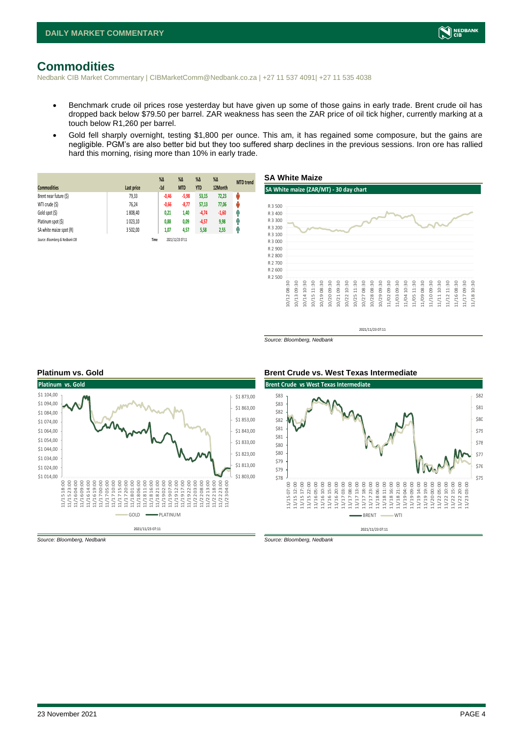# Commodities

Nedbank CIB Market Commentary | CIBMarketComm@Nedbank.co.za | +27 11 537 4091| +27 11 535 4038

- Benchmark crude oil prices rose yesterday but have given up some of those gains in early trade. Brent crude oil has dropped back below $79.50 per barrel. ZAR weakness has seen the ZAR price of oil tick higher, currently marking at a touch below R1,260 per barrel.
- Gold fell sharply overnight, testing $1,800 per ounce. This am, it has regained some composure, but the gains are negligible. PGM's are also better bid but they too suffered sharp declines in the previous sessions. Iron ore has rallied hard this morning, rising more than 10% in early trade.

| Commodities | Last price | %Δ -1d | %Δ MTD | %Δ YTD | %Δ 12Month | MTD trend |
|---|---|---|---|---|---|---|
| Brent near future ($) | 79,33 | -0,46 | -5,98 | 53,15 | 72,23 | ↓ |
| WTI crude ($) | 76,24 | -0,66 | -8,77 | 57,13 | 77,06 | ↓ |
| Gold spot ($) | 1 808,40 | 0,21 | 1,40 | -4,74 | -1,60 | ↑ |
| Platinum spot ($) | 1 023,10 | 0,88 | 0,09 | -4,57 | 9,98 | ↑ |
| SA white maize spot (R) | 3 502,00 | 1,07 | 4,57 | 5,58 | 2,55 | ↑ |

Source: Bloomberg & Nedbank CIB — Time: 2021/11/23 07:11

## SA White Maize

**SA White maize (ZAR/MT) - 30 day chart**

2021/11/23 07:11

*Source: Bloomberg, Nedbank*

## Platinum vs. Gold

**Platinum vs. Gold**

2021/11/23 07:11

*Source: Bloomberg, Nedbank*

## Brent Crude vs. West Texas Intermediate

**Brent Crude vs West Texas Intermediate**

2021/11/23 07:11

*Source: Bloomberg, Nedbank*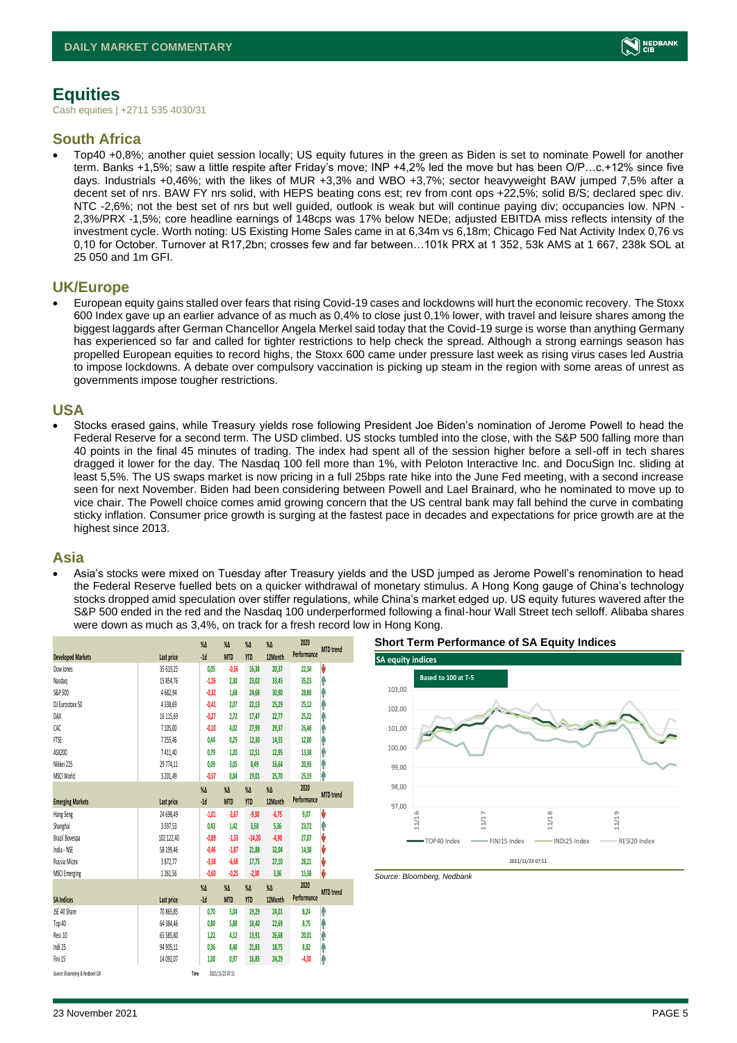# Equities

Cash equities | +2711 535 4030/31

## South Africa

- Top40 +0,8%; another quiet session locally; US equity futures in the green as Biden is set to nominate Powell for another term. Banks +1,5%; saw a little respite after Friday's move; INP +4,2% led the move but has been O/P…c.+12% since five days. Industrials +0,46%; with the likes of MUR +3,3% and WBO +3,7%; sector heavyweight BAW jumped 7,5% after a decent set of nrs. BAW FY nrs solid, with HEPS beating cons est; rev from cont ops +22,5%; solid B/S; declared spec div. NTC -2,6%; not the best set of nrs but well guided, outlook is weak but will continue paying div; occupancies low. NPN -2,3%/PRX -1,5%; core headline earnings of 148cps was 17% below NEDe; adjusted EBITDA miss reflects intensity of the investment cycle. Worth noting: US Existing Home Sales came in at 6,34m vs 6,18m; Chicago Fed Nat Activity Index 0,76 vs 0,10 for October. Turnover at R17,2bn; crosses few and far between…101k PRX at 1 352, 53k AMS at 1 667, 238k SOL at 25 050 and 1m GFI.

## UK/Europe

- European equity gains stalled over fears that rising Covid-19 cases and lockdowns will hurt the economic recovery. The Stoxx 600 Index gave up an earlier advance of as much as 0,4% to close just 0,1% lower, with travel and leisure shares among the biggest laggards after German Chancellor Angela Merkel said today that the Covid-19 surge is worse than anything Germany has experienced so far and called for tighter restrictions to help check the spread. Although a strong earnings season has propelled European equities to record highs, the Stoxx 600 came under pressure last week as rising virus cases led Austria to impose lockdowns. A debate over compulsory vaccination is picking up steam in the region with some areas of unrest as governments impose tougher restrictions.

## USA

- Stocks erased gains, while Treasury yields rose following President Joe Biden's nomination of Jerome Powell to head the Federal Reserve for a second term. The USD climbed. US stocks tumbled into the close, with the S&P 500 falling more than 40 points in the final 45 minutes of trading. The index had spent all of the session higher before a sell-off in tech shares dragged it lower for the day. The Nasdaq 100 fell more than 1%, with Peloton Interactive Inc. and DocuSign Inc. sliding at least 5,5%. The US swaps market is now pricing in a full 25bps rate hike into the June Fed meeting, with a second increase seen for next November. Biden had been considering between Powell and Lael Brainard, who he nominated to move up to vice chair. The Powell choice comes amid growing concern that the US central bank may fall behind the curve in combating sticky inflation. Consumer price growth is surging at the fastest pace in decades and expectations for price growth are at the highest since 2013.

## Asia

- Asia's stocks were mixed on Tuesday after Treasury yields and the USD jumped as Jerome Powell's renomination to head the Federal Reserve fuelled bets on a quicker withdrawal of monetary stimulus. A Hong Kong gauge of China's technology stocks dropped amid speculation over stiffer regulations, while China's market edged up. US equity futures wavered after the S&P 500 ended in the red and the Nasdaq 100 underperformed following a final-hour Wall Street tech selloff. Alibaba shares were down as much as 3,4%, on track for a fresh record low in Hong Kong.

| Developed Markets | Last price | %Δ -1d | %Δ MTD | %Δ YTD | %Δ 12Month | 2020 Performance | MTD trend |
|---|---|---|---|---|---|---|---|
| Dow Jones | 35 619,25 | 0,05 | -0,56 | 16,38 | 20,37 | 22,34 | ↓ |
| Nasdaq | 15 854,76 | -1,26 | 2,30 | 23,02 | 33,45 | 35,23 | ↑ |
| S&P 500 | 4 682,94 | -0,32 | 1,68 | 24,68 | 30,90 | 28,88 | ↑ |
| DJ Eurostoxx 50 | 4 338,69 | -0,41 | 2,07 | 22,13 | 25,29 | 25,12 | ↑ |
| DAX | 16 115,69 | -0,27 | 2,72 | 17,47 | 22,77 | 25,22 | ↑ |
| CAC | 7 105,00 | -0,10 | 4,02 | 27,99 | 29,37 | 26,46 | ↑ |
| FTSE | 7 255,46 | 0,44 | 0,25 | 12,30 | 14,55 | 12,00 | ↑ |
| ASX200 | 7 411,40 | 0,79 | 1,20 | 12,51 | 12,95 | 13,38 | ↑ |
| Nikkei 225 | 29 774,11 | 0,09 | 3,05 | 8,49 | 16,64 | 20,93 | ↑ |
| MSCI World | 3 201,49 | -0,57 | 0,84 | 19,01 | 25,70 | 25,19 | ↑ |
| **Emerging Markets** | **Last price** | **%Δ -1d** | **%Δ MTD** | **%Δ YTD** | **%Δ 12Month** | **2020 Performance** | **MTD trend** |
| Hang Seng | 24 698,49 | -1,01 | -2,67 | -9,30 | -6,75 | 9,07 | ↓ |
| Shanghai | 3 597,53 | 0,43 | 1,42 | 3,58 | 5,36 | 23,72 | ↑ |
| Brazil Bovespa | 102 122,40 | -0,89 | -1,33 | -14,20 | -4,90 | 27,07 | ↓ |
| India - NSE | 58 199,46 | -0,46 | -1,87 | 21,88 | 32,04 | 14,38 | ↓ |
| Russia Micex | 3 872,77 | -3,58 | -6,68 | 17,75 | 27,10 | 28,21 | ↓ |
| MSCI Emerging | 1 261,56 | -0,60 | -0,25 | -2,30 | 3,36 | 15,38 | ↓ |
| **SA Indices** | **Last price** | **%Δ -1d** | **%Δ MTD** | **%Δ YTD** | **%Δ 12Month** | **2020 Performance** | **MTD trend** |
| JSE All Share | 70 865,85 | 0,70 | 5,04 | 19,29 | 24,01 | 8,24 | ↑ |
| Top 40 | 64 384,46 | 0,80 | 5,88 | 18,40 | 22,69 | 8,75 | ↑ |
| Resi 10 | 65 585,80 | 1,22 | 4,12 | 13,91 | 26,68 | 20,01 | ↑ |
| Indi 25 | 94 905,11 | 0,36 | 8,48 | 21,83 | 18,75 | 8,82 | ↑ |
| Fini 15 | 14 092,07 | 1,00 | 0,97 | 16,85 | 24,29 | -4,30 | ↑ |

Source: Bloomberg & Nedbank CIB | Time: 2021/11/23 07:11

**Short Term Performance of SA Equity Indices**

Source: Bloomberg, Nedbank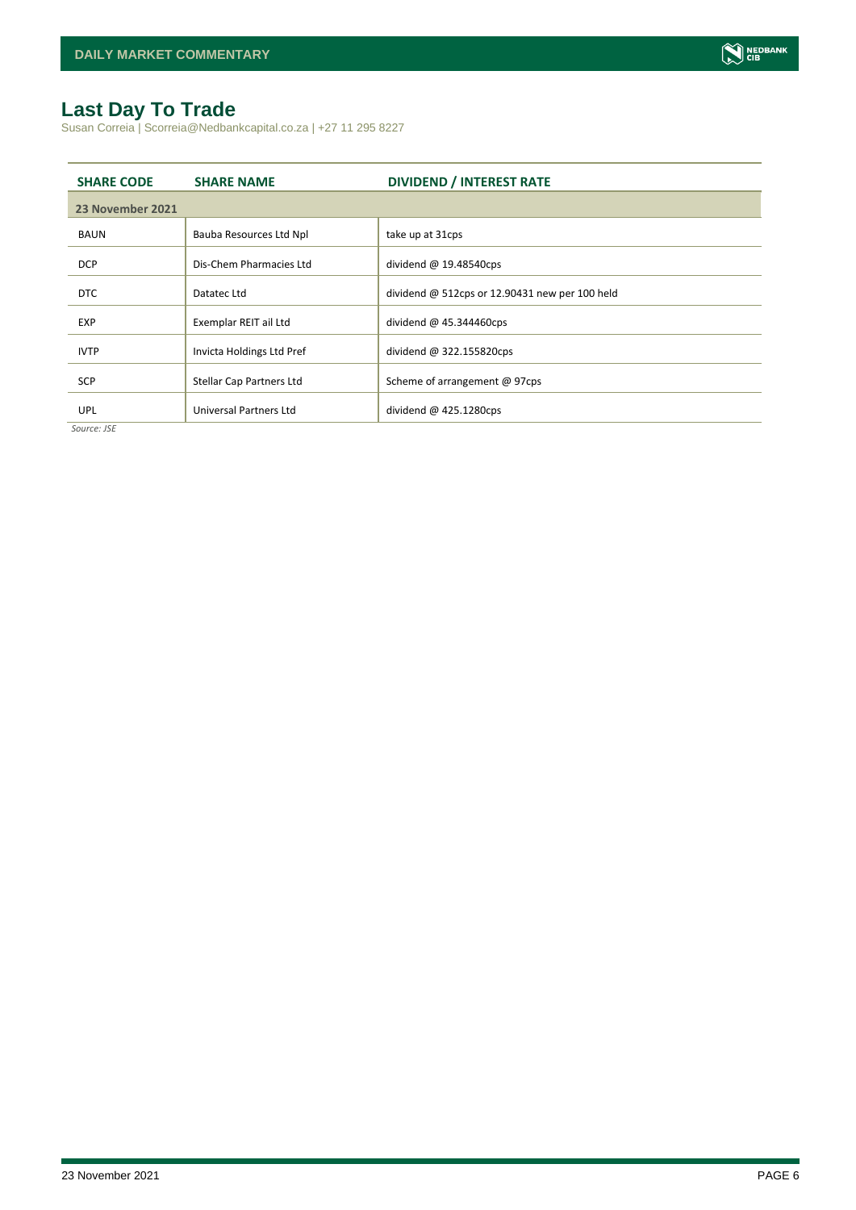# Last Day To Trade

Susan Correia | Scorreia@Nedbankcapital.co.za | +27 11 295 8227

| SHARE CODE | SHARE NAME | DIVIDEND / INTEREST RATE |
|---|---|---|
| **23 November 2021** | | |
| BAUN | Bauba Resources Ltd Npl | take up at 31cps |
| DCP | Dis-Chem Pharmacies Ltd | dividend @ 19.48540cps |
| DTC | Datatec Ltd | dividend @ 512cps or 12.90431 new per 100 held |
| EXP | Exemplar REIT ail Ltd | dividend @ 45.344460cps |
| IVTP | Invicta Holdings Ltd Pref | dividend @ 322.155820cps |
| SCP | Stellar Cap Partners Ltd | Scheme of arrangement @ 97cps |
| UPL | Universal Partners Ltd | dividend @ 425.1280cps |

*Source: JSE*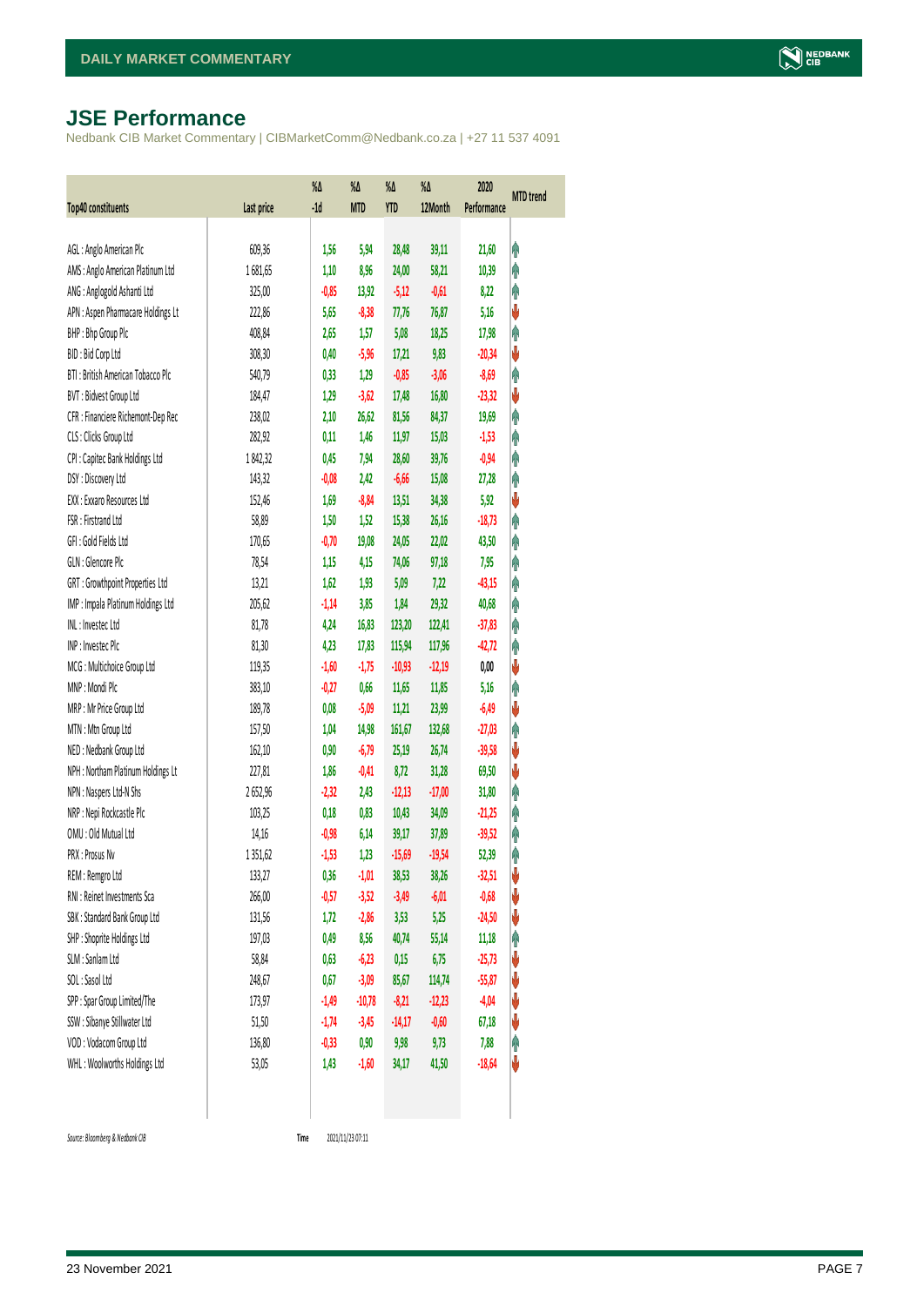## JSE Performance

Nedbank CIB Market Commentary | CIBMarketComm@Nedbank.co.za | +27 11 537 4091

| Top40 constituents | Last price | %Δ -1d | %Δ MTD | %Δ YTD | %Δ 12Month | 2020 Performance | MTD trend |
|---|---|---|---|---|---|---|---|
| AGL : Anglo American Plc | 609,36 | 1,56 | 5,94 | 28,48 | 39,11 | 21,60 | ↑ |
| AMS : Anglo American Platinum Ltd | 1 681,65 | 1,10 | 8,96 | 24,00 | 58,21 | 10,39 | ↑ |
| ANG : Anglogold Ashanti Ltd | 325,00 | -0,85 | 13,92 | -5,12 | -0,61 | 8,22 | ↑ |
| APN : Aspen Pharmacare Holdings Lt | 222,86 | 5,65 | -8,38 | 77,76 | 76,87 | 5,16 | ↓ |
| BHP : Bhp Group Plc | 408,84 | 2,65 | 1,57 | 5,08 | 18,25 | 17,98 | ↑ |
| BID : Bid Corp Ltd | 308,30 | 0,40 | -5,96 | 17,21 | 9,83 | -20,34 | ↓ |
| BTI : British American Tobacco Plc | 540,79 | 0,33 | 1,29 | -0,85 | -3,06 | -8,69 | ↑ |
| BVT : Bidvest Group Ltd | 184,47 | 1,29 | -3,62 | 17,48 | 16,80 | -23,32 | ↓ |
| CFR : Financiere Richemont-Dep Rec | 238,02 | 2,10 | 26,62 | 81,56 | 84,37 | 19,69 | ↑ |
| CLS : Clicks Group Ltd | 282,92 | 0,11 | 1,46 | 11,97 | 15,03 | -1,53 | ↑ |
| CPI : Capitec Bank Holdings Ltd | 1 842,32 | 0,45 | 7,94 | 28,60 | 39,76 | -0,94 | ↑ |
| DSY : Discovery Ltd | 143,32 | -0,08 | 2,42 | -6,66 | 15,08 | 27,28 | ↑ |
| EXX : Exxaro Resources Ltd | 152,46 | 1,69 | -8,84 | 13,51 | 34,38 | 5,92 | ↓ |
| FSR : Firstrand Ltd | 58,89 | 1,50 | 1,52 | 15,38 | 26,16 | -18,73 | ↑ |
| GFI : Gold Fields Ltd | 170,65 | -0,70 | 19,08 | 24,05 | 22,02 | 43,50 | ↑ |
| GLN : Glencore Plc | 78,54 | 1,15 | 4,15 | 74,06 | 97,18 | 7,95 | ↑ |
| GRT : Growthpoint Properties Ltd | 13,21 | 1,62 | 1,93 | 5,09 | 7,22 | -43,15 | ↑ |
| IMP : Impala Platinum Holdings Ltd | 205,62 | -1,14 | 3,85 | 1,84 | 29,32 | 40,68 | ↑ |
| INL : Investec Ltd | 81,78 | 4,24 | 16,83 | 123,20 | 122,41 | -37,83 | ↑ |
| INP : Investec Plc | 81,30 | 4,23 | 17,83 | 115,94 | 117,96 | -42,72 | ↑ |
| MCG : Multichoice Group Ltd | 119,35 | -1,60 | -1,75 | -10,93 | -12,19 | 0,00 | ↓ |
| MNP : Mondi Plc | 383,10 | -0,27 | 0,66 | 11,65 | 11,85 | 5,16 | ↑ |
| MRP : Mr Price Group Ltd | 189,78 | 0,08 | -5,09 | 11,21 | 23,99 | -6,49 | ↓ |
| MTN : Mtn Group Ltd | 157,50 | 1,04 | 14,98 | 161,67 | 132,68 | -27,03 | ↑ |
| NED : Nedbank Group Ltd | 162,10 | 0,90 | -6,79 | 25,19 | 26,74 | -39,58 | ↓ |
| NPH : Northam Platinum Holdings Lt | 227,81 | 1,86 | -0,41 | 8,72 | 31,28 | 69,50 | ↓ |
| NPN : Naspers Ltd-N Shs | 2 652,96 | -2,32 | 2,43 | -12,13 | -17,00 | 31,80 | ↑ |
| NRP : Nepi Rockcastle Plc | 103,25 | 0,18 | 0,83 | 10,43 | 34,09 | -21,25 | ↑ |
| OMU : Old Mutual Ltd | 14,16 | -0,98 | 6,14 | 39,17 | 37,89 | -39,52 | ↑ |
| PRX : Prosus Nv | 1 351,62 | -1,53 | 1,23 | -15,69 | -19,54 | 52,39 | ↑ |
| REM : Remgro Ltd | 133,27 | 0,36 | -1,01 | 38,53 | 38,26 | -32,51 | ↓ |
| RNI : Reinet Investments Sca | 266,00 | -0,57 | -3,52 | -3,49 | -6,01 | -0,68 | ↓ |
| SBK : Standard Bank Group Ltd | 131,56 | 1,72 | -2,86 | 3,53 | 5,25 | -24,50 | ↓ |
| SHP : Shoprite Holdings Ltd | 197,03 | 0,49 | 8,56 | 40,74 | 55,14 | 11,18 | ↑ |
| SLM : Sanlam Ltd | 58,84 | 0,63 | -6,23 | 0,15 | 6,75 | -25,73 | ↓ |
| SOL : Sasol Ltd | 248,67 | 0,67 | -3,09 | 85,67 | 114,74 | -55,87 | ↓ |
| SPP : Spar Group Limited/The | 173,97 | -1,49 | -10,78 | -8,21 | -12,23 | -4,04 | ↓ |
| SSW : Sibanye Stillwater Ltd | 51,50 | -1,74 | -3,45 | -14,17 | -0,60 | 67,18 | ↓ |
| VOD : Vodacom Group Ltd | 136,80 | -0,33 | 0,90 | 9,98 | 9,73 | 7,88 | ↑ |
| WHL : Woolworths Holdings Ltd | 53,05 | 1,43 | -1,60 | 34,17 | 41,50 | -18,64 | ↓ |

*Source: Bloomberg & Nedbank CIB* Time 2021/11/23 07:11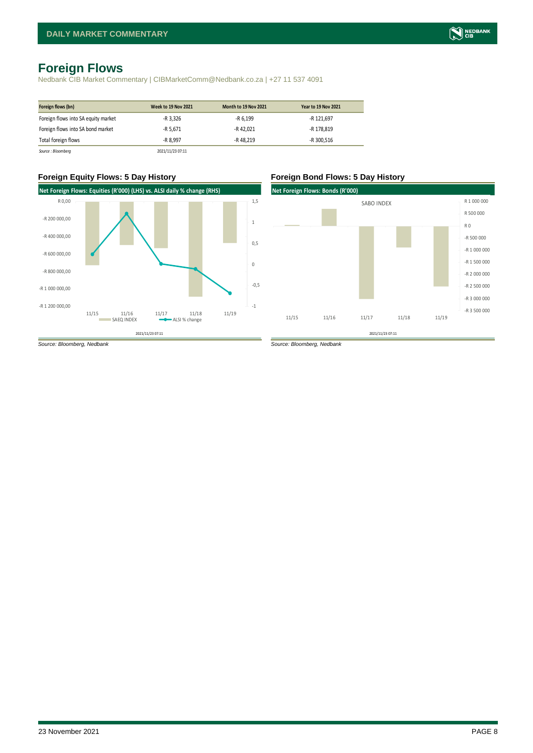# Foreign Flows

Nedbank CIB Market Commentary | CIBMarketComm@Nedbank.co.za | +27 11 537 4091

| Foreign flows (bn) | Week to 19 Nov 2021 | Month to 19 Nov 2021 | Year to 19 Nov 2021 |
|---|---|---|---|
| Foreign flows into SA equity market | -R 3,326 | -R 6,199 | -R 121,697 |
| Foreign flows into SA bond market | -R 5,671 | -R 42,021 | -R 178,819 |
| Total foreign flows | -R 8,997 | -R 48,219 | -R 300,516 |

*Source : Bloomberg* 2021/11/23 07:11

### Foreign Equity Flows: 5 Day History

Net Foreign Flows: Equities (R'000) (LHS) vs. ALSI daily % change (RHS)

*Source: Bloomberg, Nedbank*

### Foreign Bond Flows: 5 Day History

Net Foreign Flows: Bonds (R'000)

*Source: Bloomberg, Nedbank*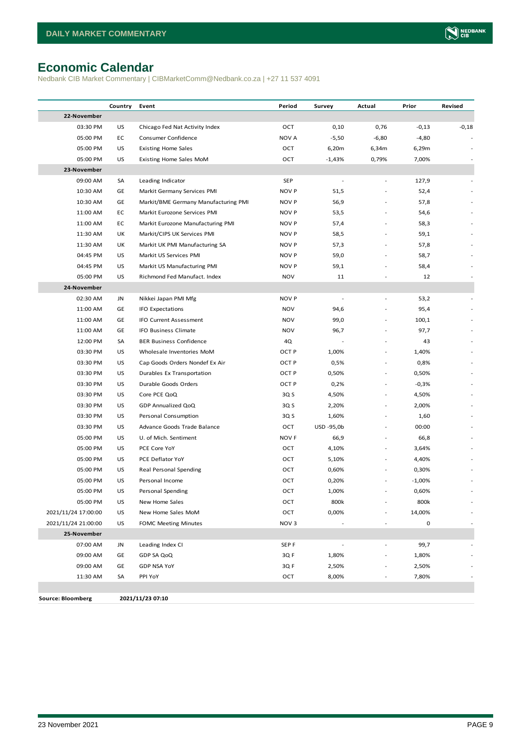# Economic Calendar

Nedbank CIB Market Commentary | CIBMarketComm@Nedbank.co.za | +27 11 537 4091

| | Country | Event | Period | Survey | Actual | Prior | Revised |
|---|---|---|---|---|---|---|---|
| **22-November** | | | | | | | |
| 03:30 PM | US | Chicago Fed Nat Activity Index | OCT | 0,10 | 0,76 | -0,13 | -0,18 |
| 05:00 PM | EC | Consumer Confidence | NOV A | -5,50 | -6,80 | -4,80 | - |
| 05:00 PM | US | Existing Home Sales | OCT | 6,20m | 6,34m | 6,29m | - |
| 05:00 PM | US | Existing Home Sales MoM | OCT | -1,43% | 0,79% | 7,00% | - |
| **23-November** | | | | | | | |
| 09:00 AM | SA | Leading Indicator | SEP | - | - | 127,9 | - |
| 10:30 AM | GE | Markit Germany Services PMI | NOV P | 51,5 | - | 52,4 | - |
| 10:30 AM | GE | Markit/BME Germany Manufacturing PMI | NOV P | 56,9 | - | 57,8 | - |
| 11:00 AM | EC | Markit Eurozone Services PMI | NOV P | 53,5 | - | 54,6 | - |
| 11:00 AM | EC | Markit Eurozone Manufacturing PMI | NOV P | 57,4 | - | 58,3 | - |
| 11:30 AM | UK | Markit/CIPS UK Services PMI | NOV P | 58,5 | - | 59,1 | - |
| 11:30 AM | UK | Markit UK PMI Manufacturing SA | NOV P | 57,3 | - | 57,8 | - |
| 04:45 PM | US | Markit US Services PMI | NOV P | 59,0 | - | 58,7 | - |
| 04:45 PM | US | Markit US Manufacturing PMI | NOV P | 59,1 | - | 58,4 | - |
| 05:00 PM | US | Richmond Fed Manufact. Index | NOV | 11 | - | 12 | - |
| **24-November** | | | | | | | |
| 02:30 AM | JN | Nikkei Japan PMI Mfg | NOV P | - | - | 53,2 | - |
| 11:00 AM | GE | IFO Expectations | NOV | 94,6 | - | 95,4 | - |
| 11:00 AM | GE | IFO Current Assessment | NOV | 99,0 | - | 100,1 | - |
| 11:00 AM | GE | IFO Business Climate | NOV | 96,7 | - | 97,7 | - |
| 12:00 PM | SA | BER Business Confidence | 4Q | - | - | 43 | - |
| 03:30 PM | US | Wholesale Inventories MoM | OCT P | 1,00% | - | 1,40% | - |
| 03:30 PM | US | Cap Goods Orders Nondef Ex Air | OCT P | 0,5% | - | 0,8% | - |
| 03:30 PM | US | Durables Ex Transportation | OCT P | 0,50% | - | 0,50% | - |
| 03:30 PM | US | Durable Goods Orders | OCT P | 0,2% | - | -0,3% | - |
| 03:30 PM | US | Core PCE QoQ | 3Q S | 4,50% | - | 4,50% | - |
| 03:30 PM | US | GDP Annualized QoQ | 3Q S | 2,20% | - | 2,00% | - |
| 03:30 PM | US | Personal Consumption | 3Q S | 1,60% | - | 1,60 | - |
| 03:30 PM | US | Advance Goods Trade Balance | OCT | USD -95,0b | - | 00:00 | - |
| 05:00 PM | US | U. of Mich. Sentiment | NOV F | 66,9 | - | 66,8 | - |
| 05:00 PM | US | PCE Core YoY | OCT | 4,10% | - | 3,64% | - |
| 05:00 PM | US | PCE Deflator YoY | OCT | 5,10% | - | 4,40% | - |
| 05:00 PM | US | Real Personal Spending | OCT | 0,60% | - | 0,30% | - |
| 05:00 PM | US | Personal Income | OCT | 0,20% | - | -1,00% | - |
| 05:00 PM | US | Personal Spending | OCT | 1,00% | - | 0,60% | - |
| 05:00 PM | US | New Home Sales | OCT | 800k | - | 800k | - |
| 2021/11/24 17:00:00 | US | New Home Sales MoM | OCT | 0,00% | - | 14,00% | - |
| 2021/11/24 21:00:00 | US | FOMC Meeting Minutes | NOV 3 | - | - | 0 | - |
| **25-November** | | | | | | | |
| 07:00 AM | JN | Leading Index CI | SEP F | - | - | 99,7 | - |
| 09:00 AM | GE | GDP SA QoQ | 3Q F | 1,80% | - | 1,80% | - |
| 09:00 AM | GE | GDP NSA YoY | 3Q F | 2,50% | - | 2,50% | - |
| 11:30 AM | SA | PPI YoY | OCT | 8,00% | - | 7,80% | - |

**Source: Bloomberg** **2021/11/23 07:10**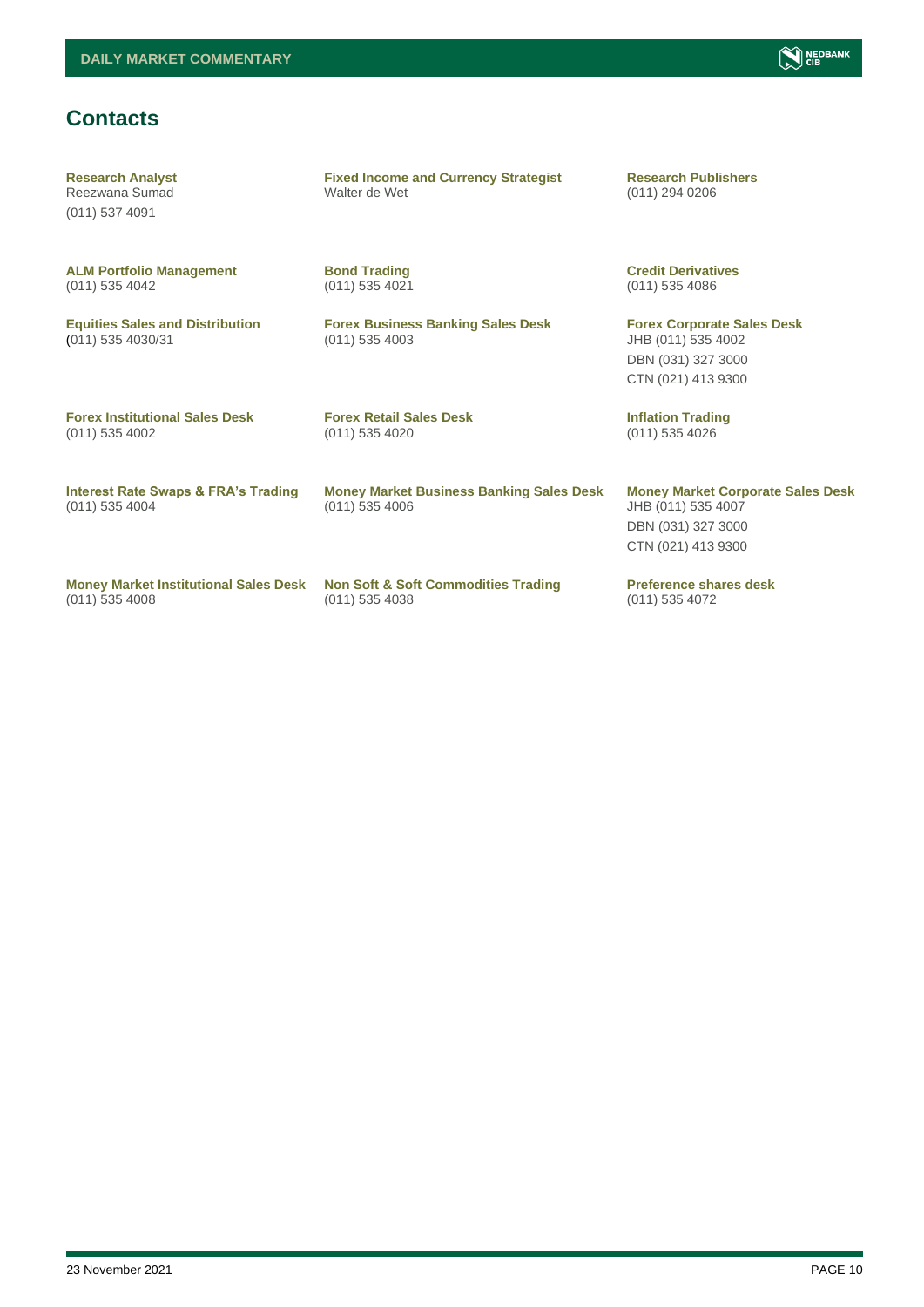# Contacts

**Research Analyst**
Reezwana Sumad
(011) 537 4091

**Fixed Income and Currency Strategist**
Walter de Wet

**Research Publishers**
(011) 294 0206

**ALM Portfolio Management**
(011) 535 4042

**Bond Trading**
(011) 535 4021

**Credit Derivatives**
(011) 535 4086

**Equities Sales and Distribution**
(011) 535 4030/31

**Forex Business Banking Sales Desk**
(011) 535 4003

**Forex Corporate Sales Desk**
JHB (011) 535 4002
DBN (031) 327 3000
CTN (021) 413 9300

**Forex Institutional Sales Desk**
(011) 535 4002

**Forex Retail Sales Desk**
(011) 535 4020

**Inflation Trading**
(011) 535 4026

**Interest Rate Swaps & FRA's Trading**
(011) 535 4004

**Money Market Business Banking Sales Desk**
(011) 535 4006

**Money Market Corporate Sales Desk**
JHB (011) 535 4007
DBN (031) 327 3000
CTN (021) 413 9300

**Money Market Institutional Sales Desk**
(011) 535 4008

**Non Soft & Soft Commodities Trading**
(011) 535 4038

**Preference shares desk**
(011) 535 4072